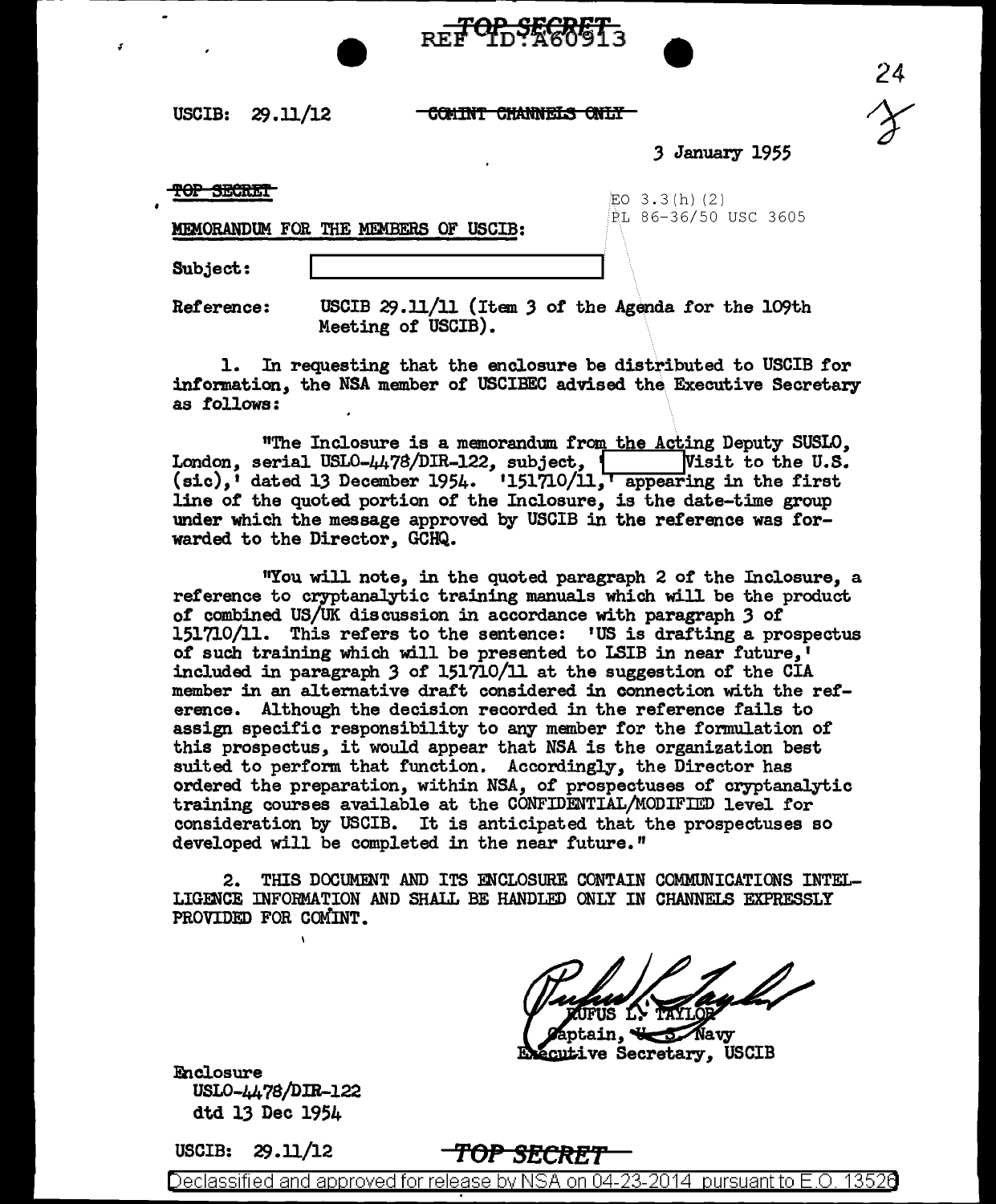TOP SECRET
REF ID:A60913

USCIB: 29.11/12 ~~COMINT CHANNELS ONLY~~

3 January 1955

~~TOP SECRET~~

EO 3.3(h)(2)
PL 86-36/50 USC 3605

MEMORANDUM FOR THE MEMBERS OF USCIB:

Subject: [redacted]

Reference: USCIB 29.11/11 (Item 3 of the Agenda for the 109th Meeting of USCIB).

1. In requesting that the enclosure be distributed to USCIB for information, the NSA member of USCIBEC advised the Executive Secretary as follows:

"The Inclosure is a memorandum from the Acting Deputy SUSLO, London, serial USLO-4478/DIR-122, subject, '[redacted] Visit to the U.S. (sic),' dated 13 December 1954. '151710/11,' appearing in the first line of the quoted portion of the Inclosure, is the date-time group under which the message approved by USCIB in the reference was forwarded to the Director, GCHQ.

"You will note, in the quoted paragraph 2 of the Inclosure, a reference to cryptanalytic training manuals which will be the product of combined US/UK discussion in accordance with paragraph 3 of 151710/11. This refers to the sentence: 'US is drafting a prospectus of such training which will be presented to LSIB in near future,' included in paragraph 3 of 151710/11 at the suggestion of the CIA member in an alternative draft considered in connection with the reference. Although the decision recorded in the reference fails to assign specific responsibility to any member for the formulation of this prospectus, it would appear that NSA is the organization best suited to perform that function. Accordingly, the Director has ordered the preparation, within NSA, of prospectuses of cryptanalytic training courses available at the CONFIDENTIAL/MODIFIED level for consideration by USCIB. It is anticipated that the prospectuses so developed will be completed in the near future."

2. THIS DOCUMENT AND ITS ENCLOSURE CONTAIN COMMUNICATIONS INTELLIGENCE INFORMATION AND SHALL BE HANDLED ONLY IN CHANNELS EXPRESSLY PROVIDED FOR COMINT.

RUFUS L. TAYLOR
Captain, U. S. Navy
Executive Secretary, USCIB

Enclosure
USLO-4478/DIR-122
dtd 13 Dec 1954

USCIB: 29.11/12 TOP SECRET

Declassified and approved for release by NSA on 04-23-2014 pursuant to E.O. 13526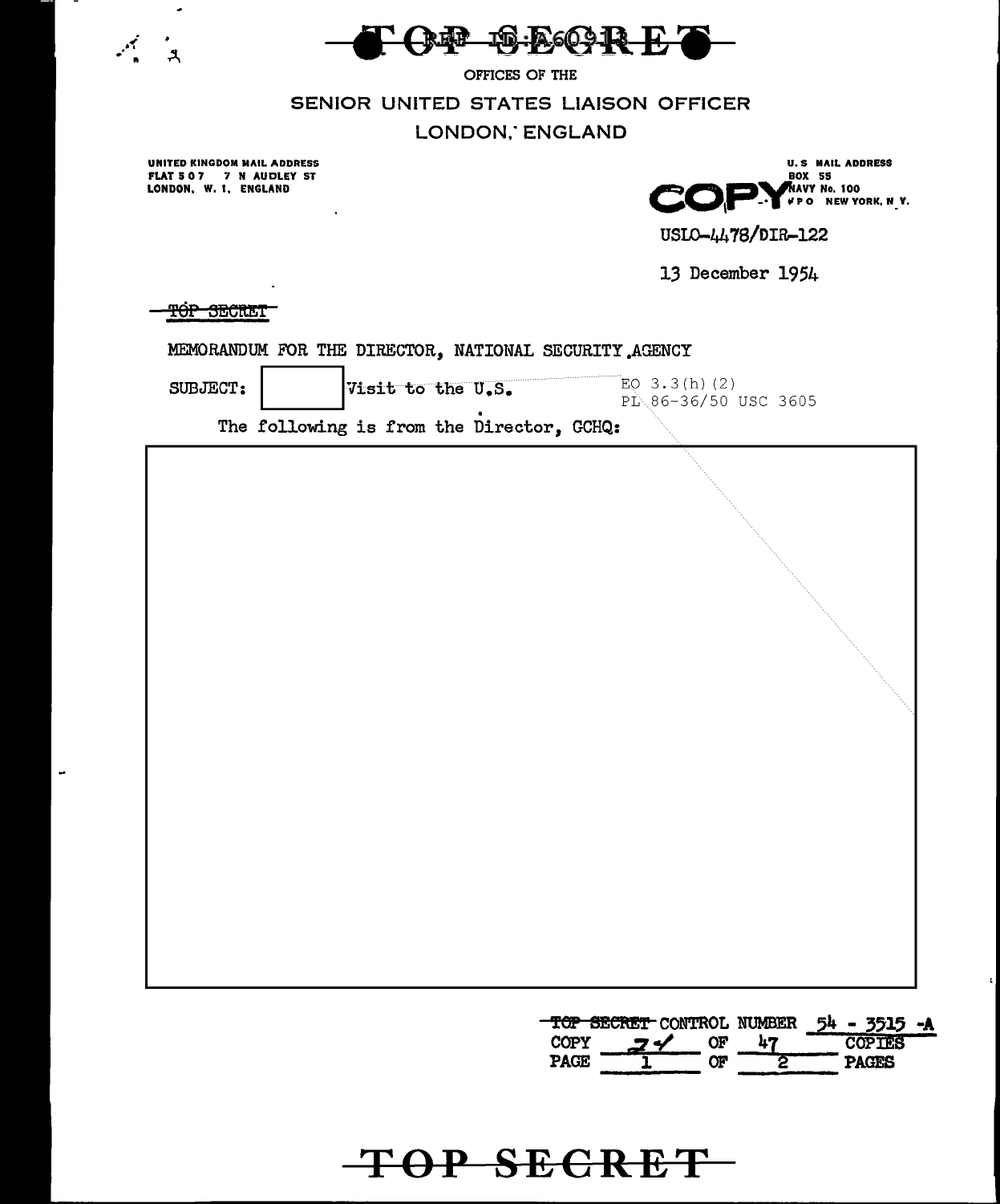TOP SECRET

REF ID:A60918

OFFICES OF THE

SENIOR UNITED STATES LIAISON OFFICER

LONDON, ENGLAND

UNITED KINGDOM MAIL ADDRESS
FLAT 507 7 N AUDLEY ST
LONDON, W. 1, ENGLAND

U.S. MAIL ADDRESS
BOX 55
NAVY No. 100
FPO NEW YORK, N.Y.

COPY

USLO-4478/DIR-122

13 December 1954

~~TOP SECRET~~

MEMORANDUM FOR THE DIRECTOR, NATIONAL SECURITY AGENCY

SUBJECT: [redacted] Visit to the U.S.

EO 3.3(h)(2)
PL 86-36/50 USC 3605

The following is from the Director, GCHQ:

[redacted]

| ~~TOP SECRET~~ CONTROL NUMBER | 54 - 3515 -A | | |
|---|---|---|---|
| COPY | 27 | OF | 47 COPIES |
| PAGE | 1 | OF | 2 PAGES |

TOP SECRET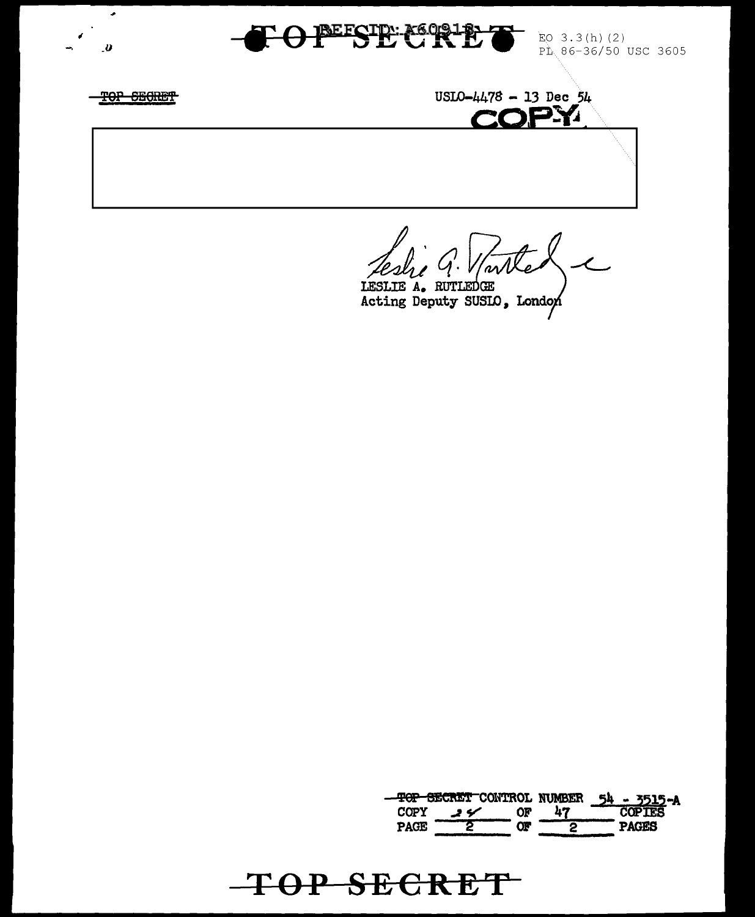TOP SECRET

REF ID: A60918

EO 3.3(h)(2)
PL 86-36/50 USC 3605

~~TOP SECRET~~

USLO-4478 - 13 Dec 54

COPY

LESLIE A. RUTLEDGE
Acting Deputy SUSLO, London

~~TOP SECRET~~ CONTROL NUMBER 54 - 3515-A
COPY 24 OF 47 COPIES
PAGE 2 OF 2 PAGES

TOP SECRET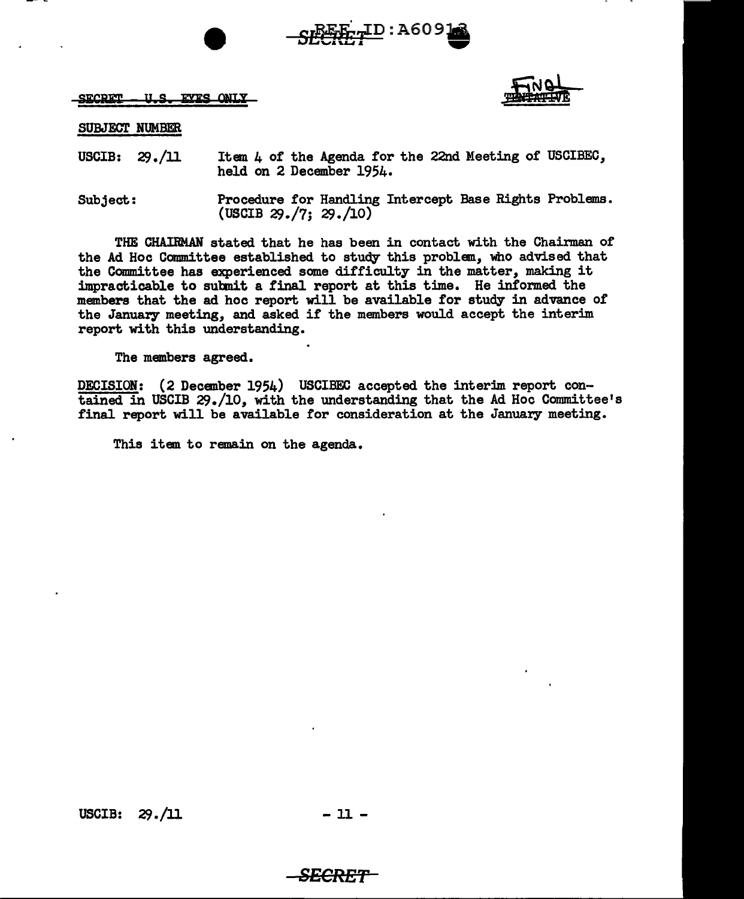SECRET - U.S. EYES ONLY

FINAL

SUBJECT NUMBER

USCIB: 29./11 Item 4 of the Agenda for the 22nd Meeting of USCIBEC, held on 2 December 1954.

Subject: Procedure for Handling Intercept Base Rights Problems. (USCIB 29./7; 29./10)

THE CHAIRMAN stated that he has been in contact with the Chairman of the Ad Hoc Committee established to study this problem, who advised that the Committee has experienced some difficulty in the matter, making it impracticable to submit a final report at this time. He informed the members that the ad hoc report will be available for study in advance of the January meeting, and asked if the members would accept the interim report with this understanding.

The members agreed.

DECISION: (2 December 1954) USCIBEC accepted the interim report contained in USCIB 29./10, with the understanding that the Ad Hoc Committee's final report will be available for consideration at the January meeting.

This item to remain on the agenda.

USCIB: 29./11